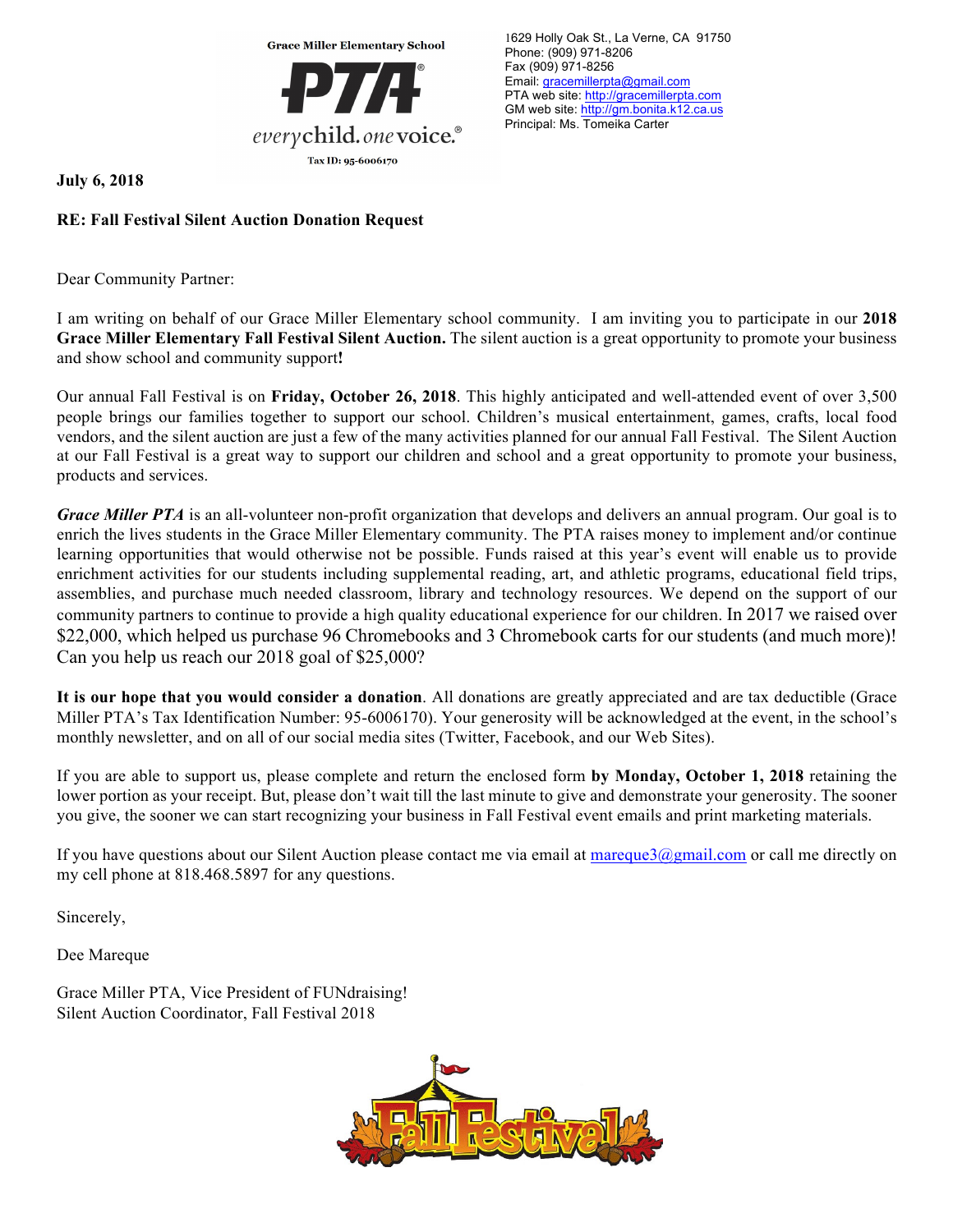Grace Miller Elementary School

PTA

everychild. onevoice.

Tax ID: 95-6006170

1629 Holly Oak St., La Verne, CA 91750
Phone: (909) 971-8206
Fax (909) 971-8256
Email: gracemillerpta@gmail.com
PTA web site: http://gracemillerpta.com
GM web site: http://gm.bonita.k12.ca.us
Principal: Ms. Tomeika Carter

**July 6, 2018**

**RE: Fall Festival Silent Auction Donation Request**

Dear Community Partner:

I am writing on behalf of our Grace Miller Elementary school community. I am inviting you to participate in our **2018 Grace Miller Elementary Fall Festival Silent Auction.** The silent auction is a great opportunity to promote your business and show school and community support**!**

Our annual Fall Festival is on **Friday, October 26, 2018**. This highly anticipated and well-attended event of over 3,500 people brings our families together to support our school. Children's musical entertainment, games, crafts, local food vendors, and the silent auction are just a few of the many activities planned for our annual Fall Festival. The Silent Auction at our Fall Festival is a great way to support our children and school and a great opportunity to promote your business, products and services.

***Grace Miller PTA*** is an all-volunteer non-profit organization that develops and delivers an annual program. Our goal is to enrich the lives students in the Grace Miller Elementary community. The PTA raises money to implement and/or continue learning opportunities that would otherwise not be possible. Funds raised at this year's event will enable us to provide enrichment activities for our students including supplemental reading, art, and athletic programs, educational field trips, assemblies, and purchase much needed classroom, library and technology resources. We depend on the support of our community partners to continue to provide a high quality educational experience for our children. In 2017 we raised over $22,000, which helped us purchase 96 Chromebooks and 3 Chromebook carts for our students (and much more)! Can you help us reach our 2018 goal of $25,000?

**It is our hope that you would consider a donation**. All donations are greatly appreciated and are tax deductible (Grace Miller PTA's Tax Identification Number: 95-6006170). Your generosity will be acknowledged at the event, in the school's monthly newsletter, and on all of our social media sites (Twitter, Facebook, and our Web Sites).

If you are able to support us, please complete and return the enclosed form **by Monday, October 1, 2018** retaining the lower portion as your receipt. But, please don't wait till the last minute to give and demonstrate your generosity. The sooner you give, the sooner we can start recognizing your business in Fall Festival event emails and print marketing materials.

If you have questions about our Silent Auction please contact me via email at mareque3@gmail.com or call me directly on my cell phone at 818.468.5897 for any questions.

Sincerely,

Dee Mareque

Grace Miller PTA, Vice President of FUNdraising!
Silent Auction Coordinator, Fall Festival 2018

Fall Festival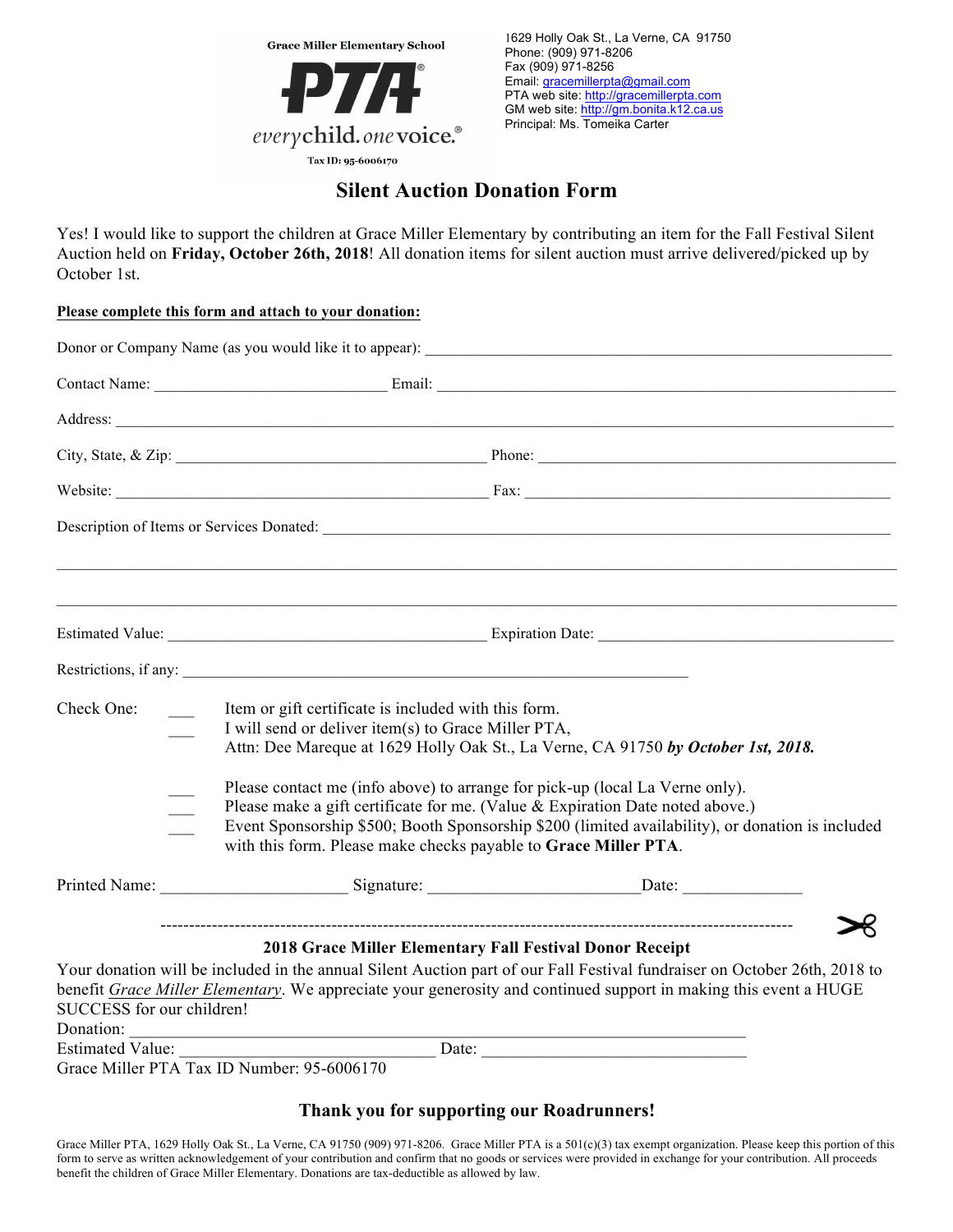Grace Miller Elementary School

PTA®

everychild. onevoice.®

Tax ID: 95-6006170

1629 Holly Oak St., La Verne, CA 91750
Phone: (909) 971-8206
Fax (909) 971-8256
Email: gracemillerpta@gmail.com
PTA web site: http://gracemillerpta.com
GM web site: http://gm.bonita.k12.ca.us
Principal: Ms. Tomeika Carter

# Silent Auction Donation Form

Yes! I would like to support the children at Grace Miller Elementary by contributing an item for the Fall Festival Silent Auction held on **Friday, October 26th, 2018**! All donation items for silent auction must arrive delivered/picked up by October 1st.

**Please complete this form and attach to your donation:**

Donor or Company Name (as you would like it to appear): ______________________________________________

Contact Name: ______________________ Email: ____________________________________________

Address: ________________________________________________________________________

City, State, & Zip: _____________________________ Phone: _________________________________

Website: ___________________________________ Fax: ___________________________________

Description of Items or Services Donated: ___________________________________________________

________________________________________________________________________________

________________________________________________________________________________

Estimated Value: ______________________________ Expiration Date: ___________________________

Restrictions, if any: __________________________________________________

Check One:

___ Item or gift certificate is included with this form.

___ I will send or deliver item(s) to Grace Miller PTA, Attn: Dee Mareque at 1629 Holly Oak St., La Verne, CA 91750 ***by October 1st, 2018.***

___ Please contact me (info above) to arrange for pick-up (local La Verne only).

___ Please make a gift certificate for me. (Value & Expiration Date noted above.)

___ Event Sponsorship $500; Booth Sponsorship $200 (limited availability), or donation is included with this form. Please make checks payable to **Grace Miller PTA**.

Printed Name: __________________ Signature: ____________________ Date: ____________

---

## 2018 Grace Miller Elementary Fall Festival Donor Receipt

Your donation will be included in the annual Silent Auction part of our Fall Festival fundraiser on October 26th, 2018 to benefit *Grace Miller Elementary*. We appreciate your generosity and continued support in making this event a HUGE SUCCESS for our children!

Donation: __________________________________________________________

Estimated Value: _______________________ Date: _________________________

Grace Miller PTA Tax ID Number: 95-6006170

### Thank you for supporting our Roadrunners!

Grace Miller PTA, 1629 Holly Oak St., La Verne, CA 91750 (909) 971-8206. Grace Miller PTA is a 501(c)(3) tax exempt organization. Please keep this portion of this form to serve as written acknowledgement of your contribution and confirm that no goods or services were provided in exchange for your contribution. All proceeds benefit the children of Grace Miller Elementary. Donations are tax-deductible as allowed by law.